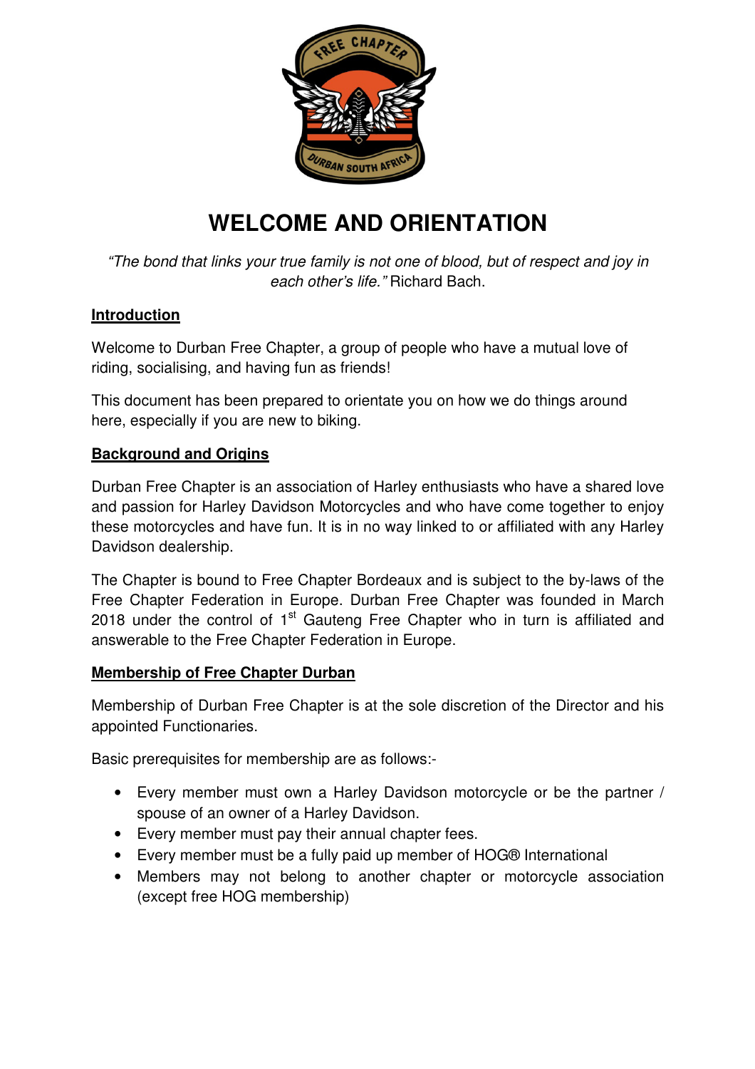# WELCOME AND ORIENTATION

*"The bond that links your true family is not one of blood, but of respect and joy in each other's life."* Richard Bach.

## Introduction

Welcome to Durban Free Chapter, a group of people who have a mutual love of riding, socialising, and having fun as friends!

This document has been prepared to orientate you on how we do things around here, especially if you are new to biking.

## Background and Origins

Durban Free Chapter is an association of Harley enthusiasts who have a shared love and passion for Harley Davidson Motorcycles and who have come together to enjoy these motorcycles and have fun. It is in no way linked to or affiliated with any Harley Davidson dealership.

The Chapter is bound to Free Chapter Bordeaux and is subject to the by-laws of the Free Chapter Federation in Europe. Durban Free Chapter was founded in March 2018 under the control of 1st Gauteng Free Chapter who in turn is affiliated and answerable to the Free Chapter Federation in Europe.

## Membership of Free Chapter Durban

Membership of Durban Free Chapter is at the sole discretion of the Director and his appointed Functionaries.

Basic prerequisites for membership are as follows:-

- Every member must own a Harley Davidson motorcycle or be the partner / spouse of an owner of a Harley Davidson.
- Every member must pay their annual chapter fees.
- Every member must be a fully paid up member of HOG® International
- Members may not belong to another chapter or motorcycle association (except free HOG membership)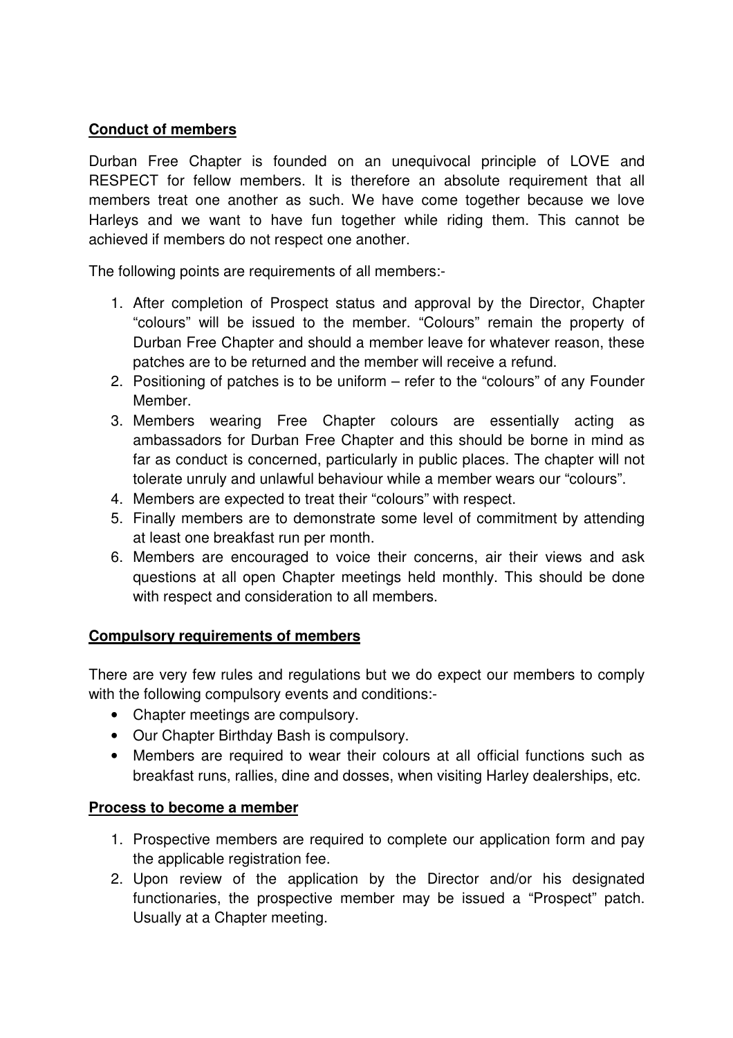**Conduct of members**

Durban Free Chapter is founded on an unequivocal principle of LOVE and RESPECT for fellow members. It is therefore an absolute requirement that all members treat one another as such. We have come together because we love Harleys and we want to have fun together while riding them. This cannot be achieved if members do not respect one another.

The following points are requirements of all members:-

1. After completion of Prospect status and approval by the Director, Chapter "colours" will be issued to the member. "Colours" remain the property of Durban Free Chapter and should a member leave for whatever reason, these patches are to be returned and the member will receive a refund.
2. Positioning of patches is to be uniform – refer to the "colours" of any Founder Member.
3. Members wearing Free Chapter colours are essentially acting as ambassadors for Durban Free Chapter and this should be borne in mind as far as conduct is concerned, particularly in public places. The chapter will not tolerate unruly and unlawful behaviour while a member wears our "colours".
4. Members are expected to treat their "colours" with respect.
5. Finally members are to demonstrate some level of commitment by attending at least one breakfast run per month.
6. Members are encouraged to voice their concerns, air their views and ask questions at all open Chapter meetings held monthly. This should be done with respect and consideration to all members.

**Compulsory requirements of members**

There are very few rules and regulations but we do expect our members to comply with the following compulsory events and conditions:-

- Chapter meetings are compulsory.
- Our Chapter Birthday Bash is compulsory.
- Members are required to wear their colours at all official functions such as breakfast runs, rallies, dine and dosses, when visiting Harley dealerships, etc.

**Process to become a member**

1. Prospective members are required to complete our application form and pay the applicable registration fee.
2. Upon review of the application by the Director and/or his designated functionaries, the prospective member may be issued a "Prospect" patch. Usually at a Chapter meeting.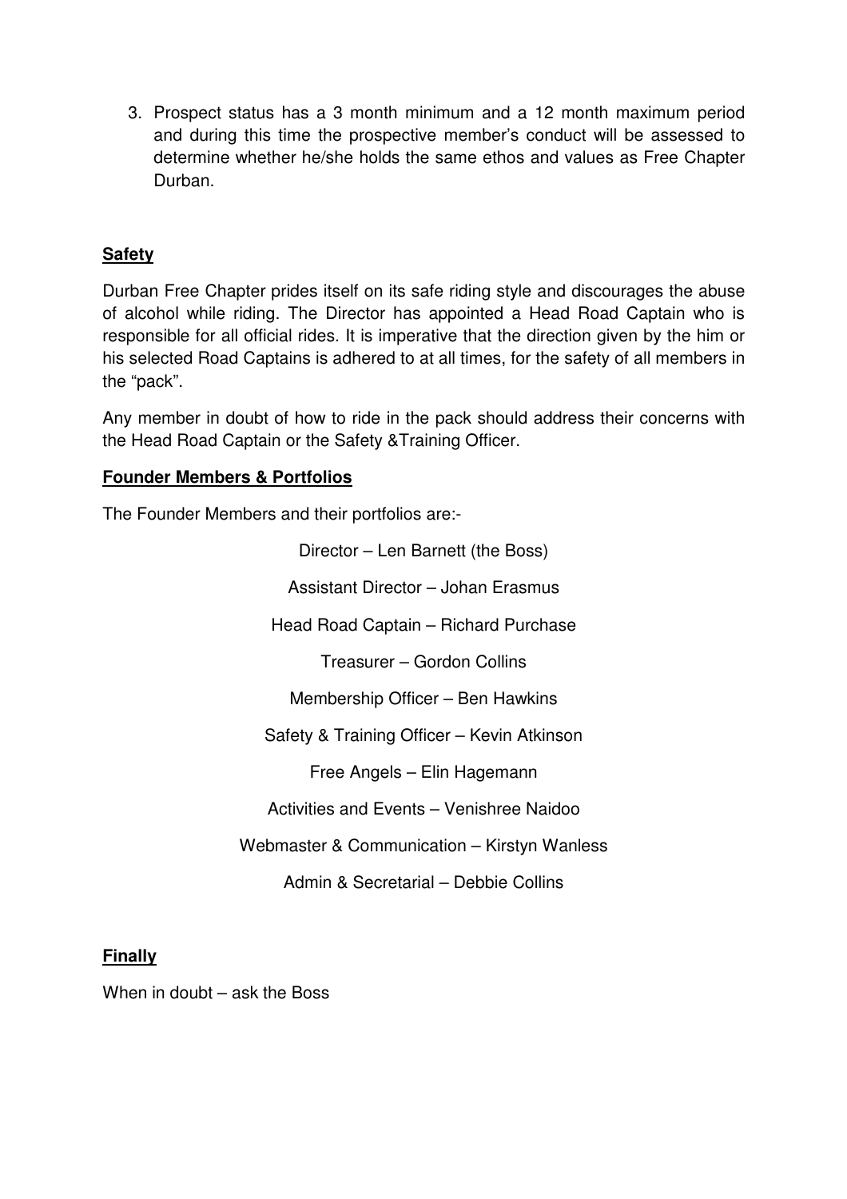3. Prospect status has a 3 month minimum and a 12 month maximum period and during this time the prospective member's conduct will be assessed to determine whether he/she holds the same ethos and values as Free Chapter Durban.

**Safety**

Durban Free Chapter prides itself on its safe riding style and discourages the abuse of alcohol while riding. The Director has appointed a Head Road Captain who is responsible for all official rides. It is imperative that the direction given by the him or his selected Road Captains is adhered to at all times, for the safety of all members in the "pack".

Any member in doubt of how to ride in the pack should address their concerns with the Head Road Captain or the Safety &Training Officer.

**Founder Members & Portfolios**

The Founder Members and their portfolios are:-

Director – Len Barnett (the Boss)

Assistant Director – Johan Erasmus

Head Road Captain – Richard Purchase

Treasurer – Gordon Collins

Membership Officer – Ben Hawkins

Safety & Training Officer – Kevin Atkinson

Free Angels – Elin Hagemann

Activities and Events – Venishree Naidoo

Webmaster & Communication – Kirstyn Wanless

Admin & Secretarial – Debbie Collins

**Finally**

When in doubt – ask the Boss